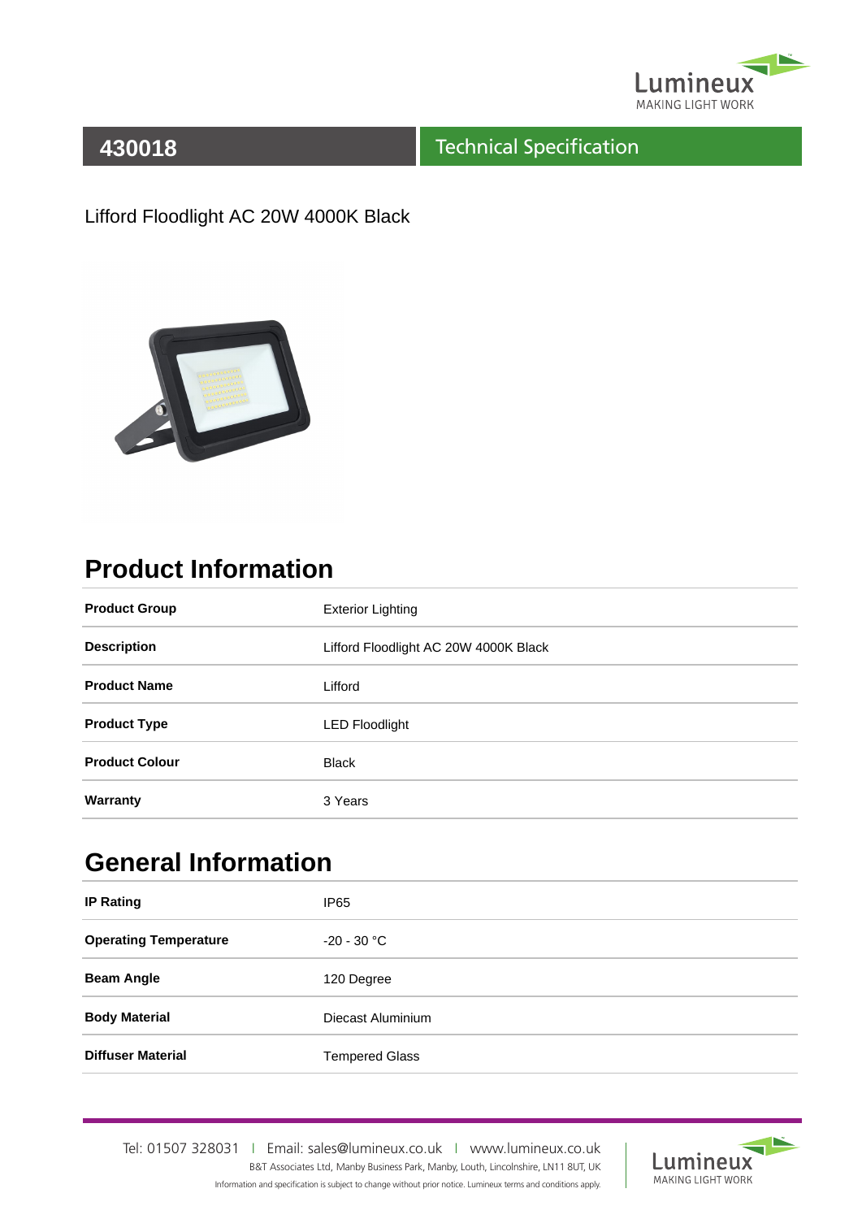# 430018

Technical Specification

Lifford Floodlight AC 20W 4000K Black

## Product Information

| | |
|---|---|
| **Product Group** | Exterior Lighting |
| **Description** | Lifford Floodlight AC 20W 4000K Black |
| **Product Name** | Lifford |
| **Product Type** | LED Floodlight |
| **Product Colour** | Black |
| **Warranty** | 3 Years |

## General Information

| | |
|---|---|
| **IP Rating** | IP65 |
| **Operating Temperature** | -20 - 30 °C |
| **Beam Angle** | 120 Degree |
| **Body Material** | Diecast Aluminium |
| **Diffuser Material** | Tempered Glass |

Tel: 01507 328031 | Email: sales@lumineux.co.uk | www.lumineux.co.uk

B&T Associates Ltd, Manby Business Park, Manby, Louth, Lincolnshire, LN11 8UT, UK

Information and specification is subject to change without prior notice. Lumineux terms and conditions apply.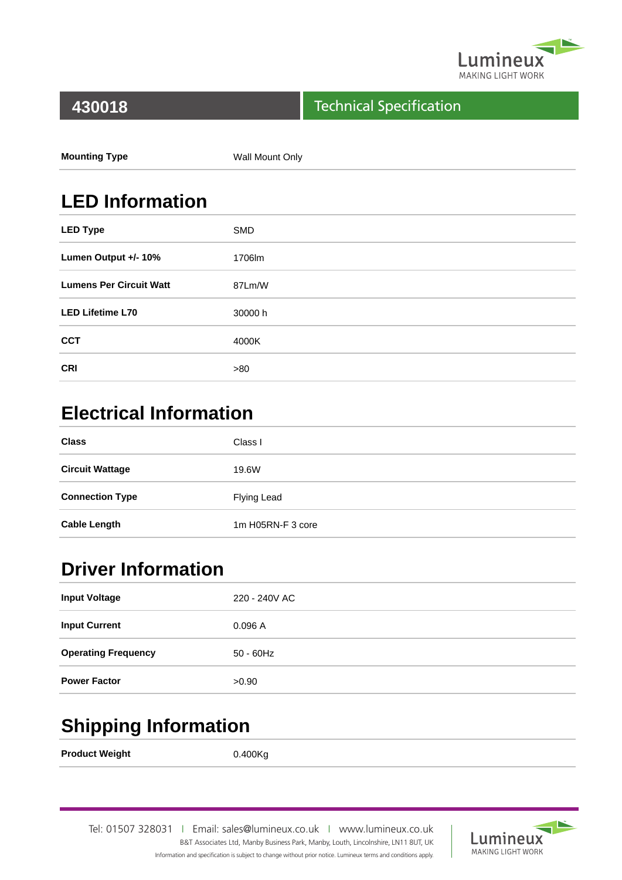# 430018

## Technical Specification

| | |
|---|---|
| **Mounting Type** | Wall Mount Only |

## LED Information

| | |
|---|---|
| **LED Type** | SMD |
| **Lumen Output +/- 10%** | 1706lm |
| **Lumens Per Circuit Watt** | 87Lm/W |
| **LED Lifetime L70** | 30000 h |
| **CCT** | 4000K |
| **CRI** | >80 |

## Electrical Information

| | |
|---|---|
| **Class** | Class I |
| **Circuit Wattage** | 19.6W |
| **Connection Type** | Flying Lead |
| **Cable Length** | 1m H05RN-F 3 core |

## Driver Information

| | |
|---|---|
| **Input Voltage** | 220 - 240V AC |
| **Input Current** | 0.096 A |
| **Operating Frequency** | 50 - 60Hz |
| **Power Factor** | >0.90 |

## Shipping Information

| | |
|---|---|
| **Product Weight** | 0.400Kg |

Tel: 01507 328031 | Email: sales@lumineux.co.uk | www.lumineux.co.uk

B&T Associates Ltd, Manby Business Park, Manby, Louth, Lincolnshire, LN11 8UT, UK

Information and specification is subject to change without prior notice. Lumineux terms and conditions apply.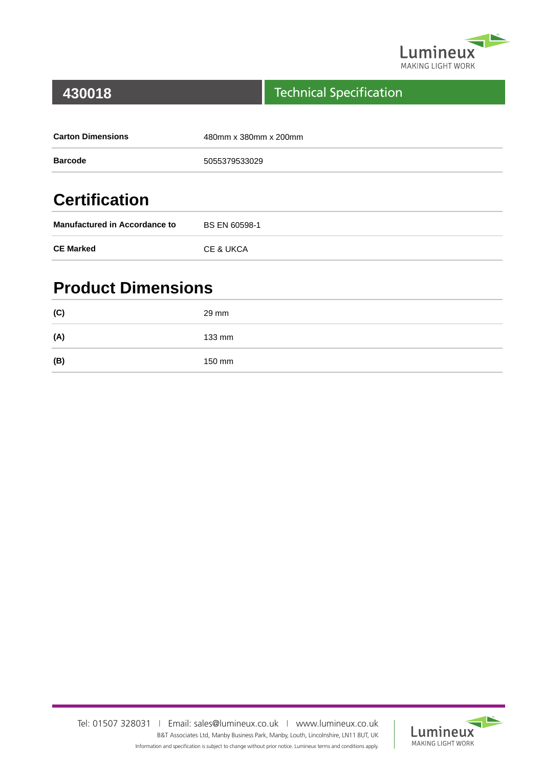| 430018 | Technical Specification |
|---|---|

| | |
|---|---|
| **Carton Dimensions** | 480mm x 380mm x 200mm |
| **Barcode** | 5055379533029 |

## Certification

| | |
|---|---|
| **Manufactured in Accordance to** | BS EN 60598-1 |
| **CE Marked** | CE & UKCA |

## Product Dimensions

| | |
|---|---|
| **(C)** | 29 mm |
| **(A)** | 133 mm |
| **(B)** | 150 mm |

Tel: 01507 328031 | Email: sales@lumineux.co.uk | www.lumineux.co.uk
B&T Associates Ltd, Manby Business Park, Manby, Louth, Lincolnshire, LN11 8UT, UK
Information and specification is subject to change without prior notice. Lumineux terms and conditions apply.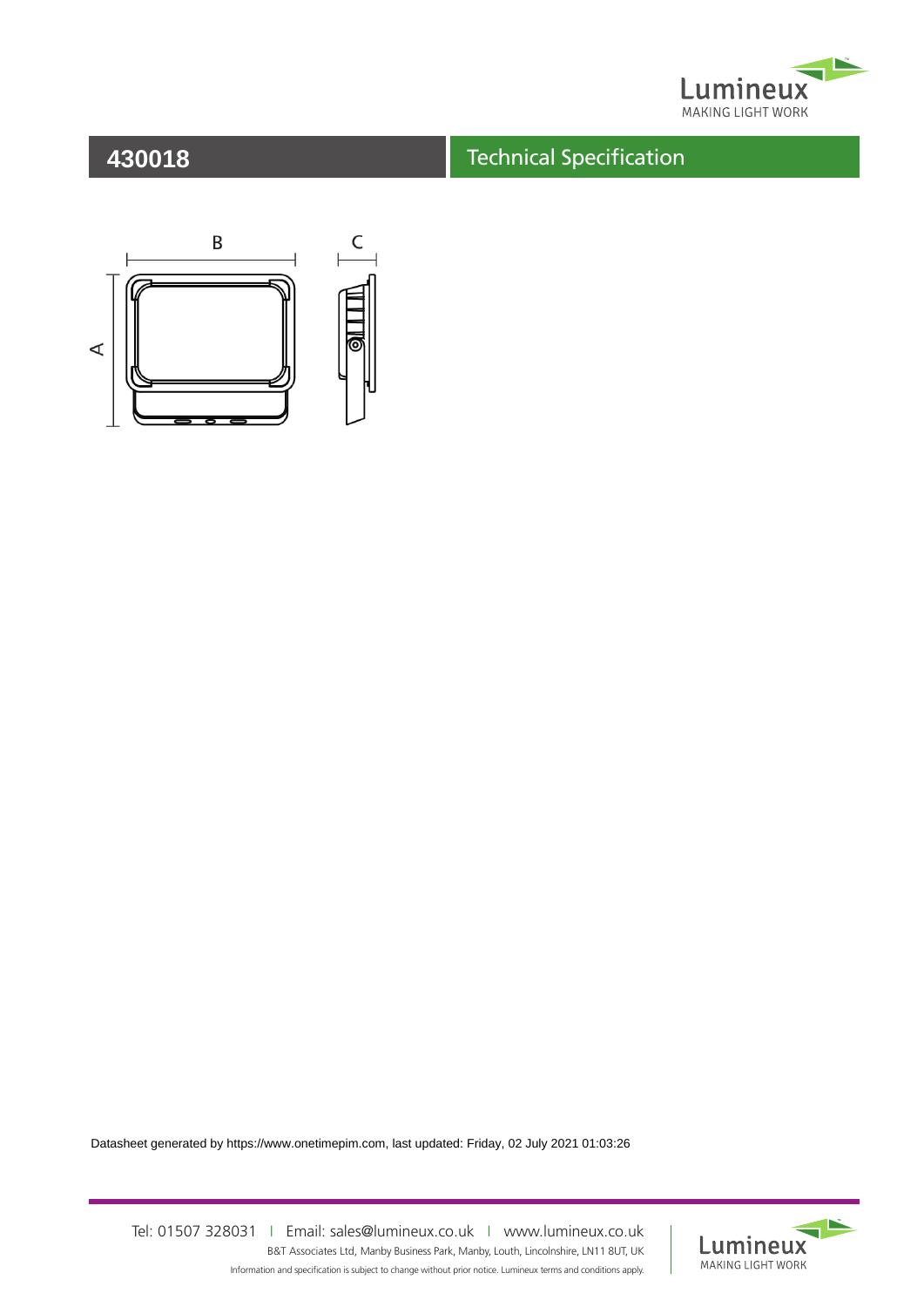# 430018

## Technical Specification

B

C

A

Datasheet generated by https://www.onetimepim.com, last updated: Friday, 02 July 2021 01:03:26